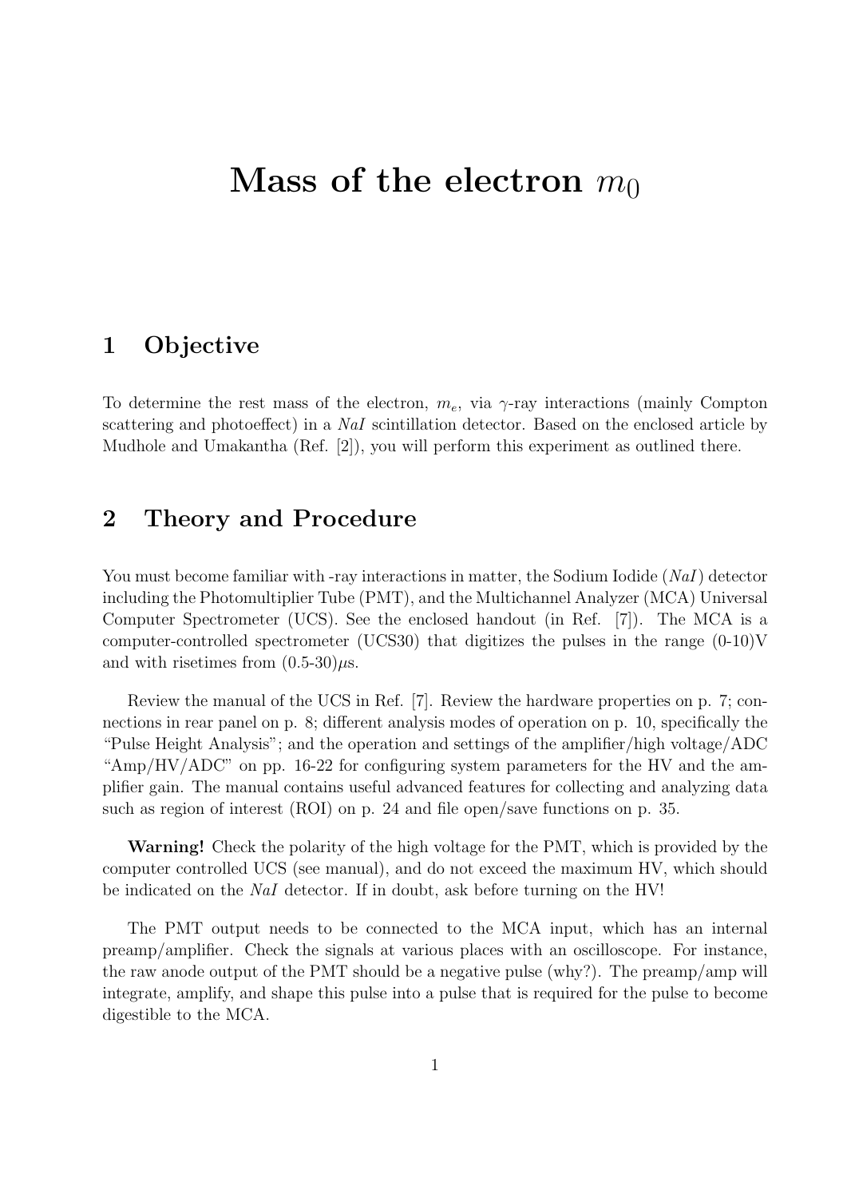# Mass of the electron $m_0$

## 1 Objective

To determine the rest mass of the electron, $m_e$, via $\gamma$-ray interactions (mainly Compton scattering and photoeffect) in a *NaI* scintillation detector. Based on the enclosed article by Mudhole and Umakantha (Ref. [2]), you will perform this experiment as outlined there.

## 2 Theory and Procedure

You must become familiar with -ray interactions in matter, the Sodium Iodide (*NaI*) detector including the Photomultiplier Tube (PMT), and the Multichannel Analyzer (MCA) Universal Computer Spectrometer (UCS). See the enclosed handout (in Ref. [7]). The MCA is a computer-controlled spectrometer (UCS30) that digitizes the pulses in the range (0-10)V and with risetimes from (0.5-30)$\mu$s.

Review the manual of the UCS in Ref. [7]. Review the hardware properties on p. 7; connections in rear panel on p. 8; different analysis modes of operation on p. 10, specifically the "Pulse Height Analysis"; and the operation and settings of the amplifier/high voltage/ADC "Amp/HV/ADC" on pp. 16-22 for configuring system parameters for the HV and the amplifier gain. The manual contains useful advanced features for collecting and analyzing data such as region of interest (ROI) on p. 24 and file open/save functions on p. 35.

**Warning!** Check the polarity of the high voltage for the PMT, which is provided by the computer controlled UCS (see manual), and do not exceed the maximum HV, which should be indicated on the *NaI* detector. If in doubt, ask before turning on the HV!

The PMT output needs to be connected to the MCA input, which has an internal preamp/amplifier. Check the signals at various places with an oscilloscope. For instance, the raw anode output of the PMT should be a negative pulse (why?). The preamp/amp will integrate, amplify, and shape this pulse into a pulse that is required for the pulse to become digestible to the MCA.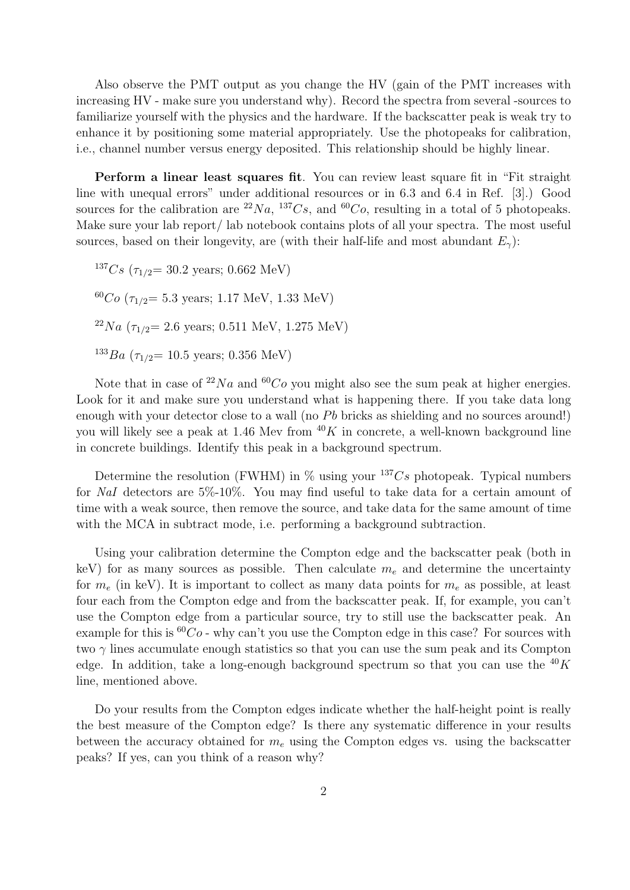Also observe the PMT output as you change the HV (gain of the PMT increases with increasing HV - make sure you understand why). Record the spectra from several -sources to familiarize yourself with the physics and the hardware. If the backscatter peak is weak try to enhance it by positioning some material appropriately. Use the photopeaks for calibration, i.e., channel number versus energy deposited. This relationship should be highly linear.

**Perform a linear least squares fit**. You can review least square fit in "Fit straight line with unequal errors" under additional resources or in 6.3 and 6.4 in Ref. [3].) Good sources for the calibration are $^{22}Na$, $^{137}Cs$, and $^{60}Co$, resulting in a total of 5 photopeaks. Make sure your lab report/ lab notebook contains plots of all your spectra. The most useful sources, based on their longevity, are (with their half-life and most abundant $E_\gamma$):

$^{137}Cs$ ($\tau_{1/2}$= 30.2 years; 0.662 MeV)

$^{60}Co$ ($\tau_{1/2}$= 5.3 years; 1.17 MeV, 1.33 MeV)

$^{22}Na$ ($\tau_{1/2}$= 2.6 years; 0.511 MeV, 1.275 MeV)

$^{133}Ba$ ($\tau_{1/2}$= 10.5 years; 0.356 MeV)

Note that in case of $^{22}Na$ and $^{60}Co$ you might also see the sum peak at higher energies. Look for it and make sure you understand what is happening there. If you take data long enough with your detector close to a wall (no *Pb* bricks as shielding and no sources around!) you will likely see a peak at 1.46 Mev from $^{40}K$ in concrete, a well-known background line in concrete buildings. Identify this peak in a background spectrum.

Determine the resolution (FWHM) in % using your $^{137}Cs$ photopeak. Typical numbers for *NaI* detectors are 5%-10%. You may find useful to take data for a certain amount of time with a weak source, then remove the source, and take data for the same amount of time with the MCA in subtract mode, i.e. performing a background subtraction.

Using your calibration determine the Compton edge and the backscatter peak (both in keV) for as many sources as possible. Then calculate $m_e$ and determine the uncertainty for $m_e$ (in keV). It is important to collect as many data points for $m_e$ as possible, at least four each from the Compton edge and from the backscatter peak. If, for example, you can't use the Compton edge from a particular source, try to still use the backscatter peak. An example for this is $^{60}Co$ - why can't you use the Compton edge in this case? For sources with two $\gamma$ lines accumulate enough statistics so that you can use the sum peak and its Compton edge. In addition, take a long-enough background spectrum so that you can use the $^{40}K$ line, mentioned above.

Do your results from the Compton edges indicate whether the half-height point is really the best measure of the Compton edge? Is there any systematic difference in your results between the accuracy obtained for $m_e$ using the Compton edges vs. using the backscatter peaks? If yes, can you think of a reason why?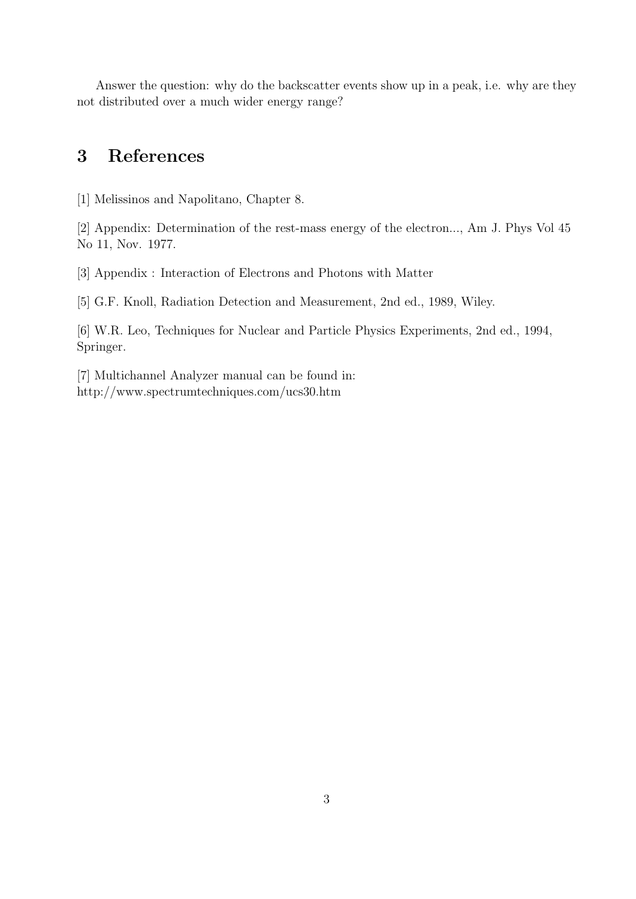Answer the question: why do the backscatter events show up in a peak, i.e. why are they not distributed over a much wider energy range?

# 3 References

[1] Melissinos and Napolitano, Chapter 8.

[2] Appendix: Determination of the rest-mass energy of the electron..., Am J. Phys Vol 45 No 11, Nov. 1977.

[3] Appendix : Interaction of Electrons and Photons with Matter

[5] G.F. Knoll, Radiation Detection and Measurement, 2nd ed., 1989, Wiley.

[6] W.R. Leo, Techniques for Nuclear and Particle Physics Experiments, 2nd ed., 1994, Springer.

[7] Multichannel Analyzer manual can be found in:
http://www.spectrumtechniques.com/ucs30.htm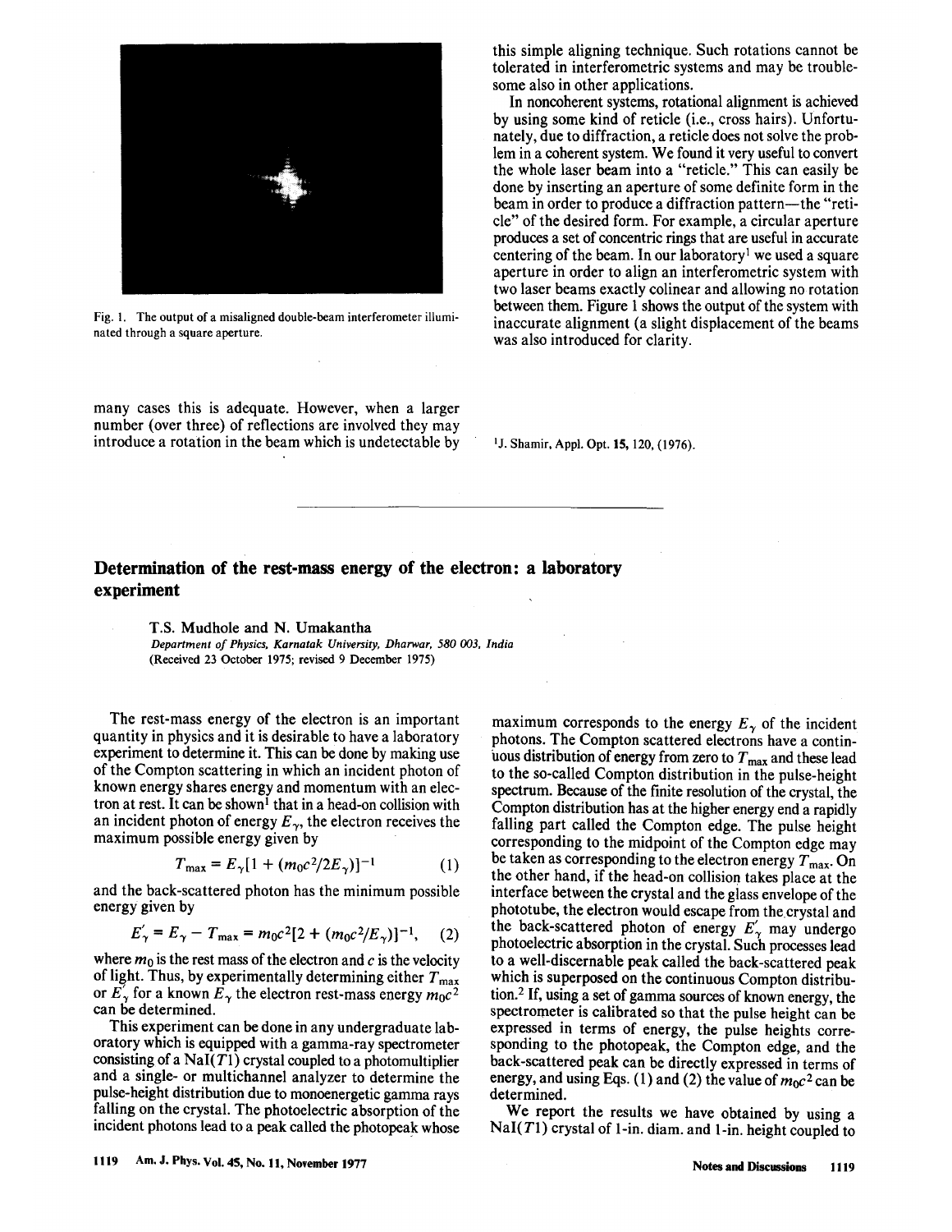Fig. 1. The output of a misaligned double-beam interferometer illuminated through a square aperture.

many cases this is adequate. However, when a larger number (over three) of reflections are involved they may introduce a rotation in the beam which is undetectable by this simple aligning technique. Such rotations cannot be tolerated in interferometric systems and may be troublesome also in other applications.

In noncoherent systems, rotational alignment is achieved by using some kind of reticle (i.e., cross hairs). Unfortunately, due to diffraction, a reticle does not solve the problem in a coherent system. We found it very useful to convert the whole laser beam into a "reticle." This can easily be done by inserting an aperture of some definite form in the beam in order to produce a diffraction pattern—the "reticle" of the desired form. For example, a circular aperture produces a set of concentric rings that are useful in accurate centering of the beam. In our laboratory[1] we used a square aperture in order to align an interferometric system with two laser beams exactly colinear and allowing no rotation between them. Figure 1 shows the output of the system with inaccurate alignment (a slight displacement of the beams was also introduced for clarity.

[1] J. Shamir, Appl. Opt. **15**, 120, (1976).

---

## Determination of the rest-mass energy of the electron: a laboratory experiment

T.S. Mudhole and N. Umakantha

*Department of Physics, Karnatak University, Dharwar, 580 003, India*
(Received 23 October 1975; revised 9 December 1975)

The rest-mass energy of the electron is an important quantity in physics and it is desirable to have a laboratory experiment to determine it. This can be done by making use of the Compton scattering in which an incident photon of known energy shares energy and momentum with an electron at rest. It can be shown[1] that in a head-on collision with an incident photon of energy $E_\gamma$, the electron receives the maximum possible energy given by

$$T_{\max} = E_\gamma[1 + (m_0c^2/2E_\gamma)]^{-1} \qquad (1)$$

and the back-scattered photon has the minimum possible energy given by

$$E_\gamma' = E_\gamma - T_{\max} = m_0c^2[2 + (m_0c^2/E_\gamma)]^{-1}, \qquad (2)$$

where $m_0$ is the rest mass of the electron and $c$ is the velocity of light. Thus, by experimentally determining either $T_{\max}$ or $E_\gamma'$ for a known $E_\gamma$ the electron rest-mass energy $m_0c^2$ can be determined.

This experiment can be done in any undergraduate laboratory which is equipped with a gamma-ray spectrometer consisting of a NaI($Tl$) crystal coupled to a photomultiplier and a single- or multichannel analyzer to determine the pulse-height distribution due to monoenergetic gamma rays falling on the crystal. The photoelectric absorption of the incident photons lead to a peak called the photopeak whose maximum corresponds to the energy $E_\gamma$ of the incident photons. The Compton scattered electrons have a continuous distribution of energy from zero to $T_{\max}$ and these lead to the so-called Compton distribution in the pulse-height spectrum. Because of the finite resolution of the crystal, the Compton distribution has at the higher energy end a rapidly falling part called the Compton edge. The pulse height corresponding to the midpoint of the Compton edge may be taken as corresponding to the electron energy $T_{\max}$. On the other hand, if the head-on collision takes place at the interface between the crystal and the glass envelope of the phototube, the electron would escape from the crystal and the back-scattered photon of energy $E_\gamma'$ may undergo photoelectric absorption in the crystal. Such processes lead to a well-discernable peak called the back-scattered peak which is superposed on the continuous Compton distribution.[2] If, using a set of gamma sources of known energy, the spectrometer is calibrated so that the pulse height can be expressed in terms of energy, the pulse heights corresponding to the photopeak, the Compton edge, and the back-scattered peak can be directly expressed in terms of energy, and using Eqs. (1) and (2) the value of $m_0c^2$ can be determined.

We report the results we have obtained by using a NaI($Tl$) crystal of 1-in. diam. and 1-in. height coupled to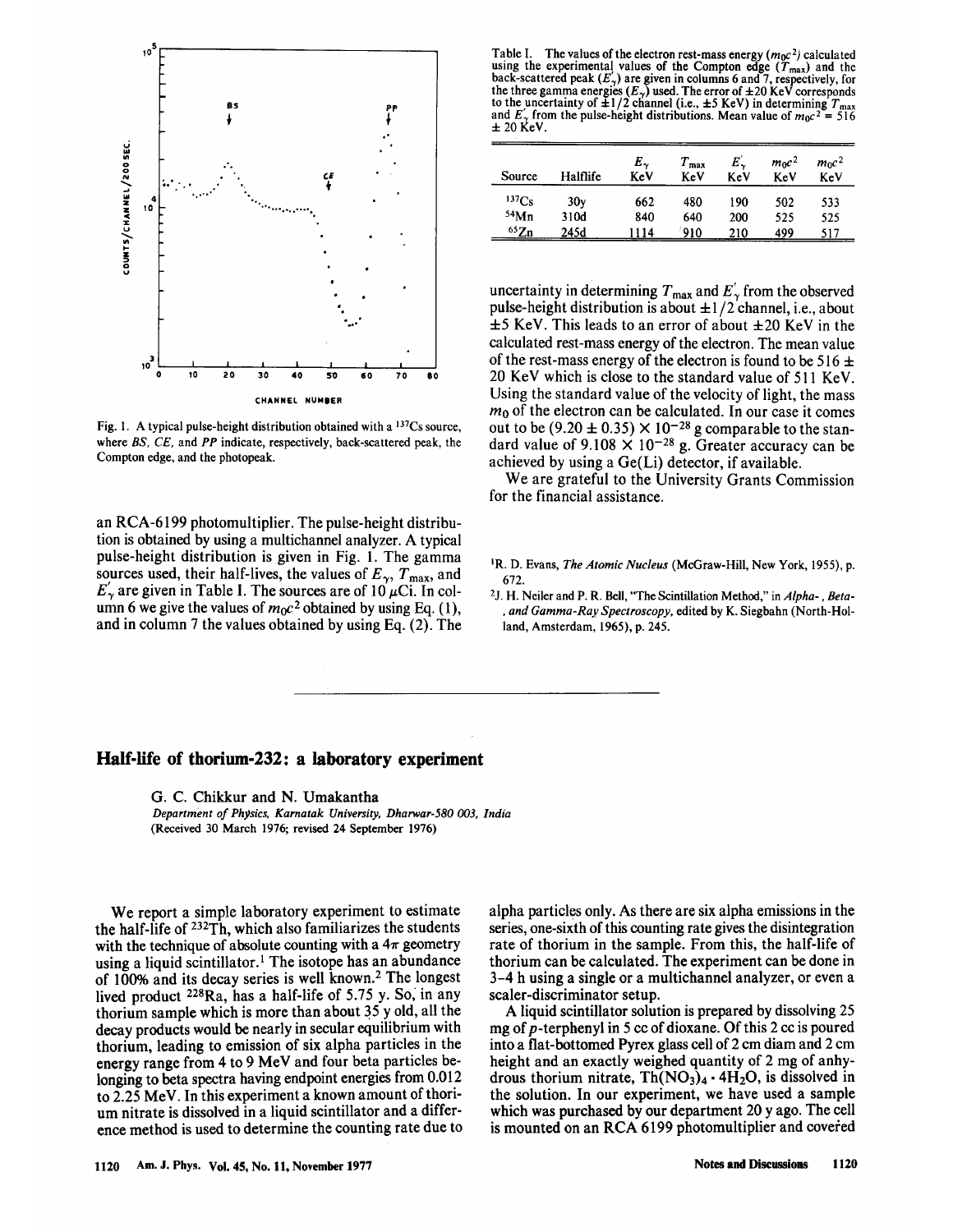10^5

BS

PP

CE

COUNTS/CHANNEL/200 SEC.

10^4

10^3

0 10 20 30 40 50 60 70 80

CHANNEL NUMBER

Fig. 1. A typical pulse-height distribution obtained with a $^{137}Cs$ source, where *BS*, *CE*, and *PP* indicate, respectively, back-scattered peak, the Compton edge, and the photopeak.

an RCA-6199 photomultiplier. The pulse-height distribution is obtained by using a multichannel analyzer. A typical pulse-height distribution is given in Fig. 1. The gamma sources used, their half-lives, the values of $E_\gamma$, $T_{max}$, and $E'_\gamma$ are given in Table I. The sources are of 10 $\mu$Ci. In column 6 we give the values of $m_0c^2$ obtained by using Eq. (1), and in column 7 the values obtained by using Eq. (2). The

Table I. The values of the electron rest-mass energy ($m_0c^2$) calculated using the experimental values of the Compton edge ($T_{max}$) and the back-scattered peak ($E'_\gamma$) are given in columns 6 and 7, respectively, for the three gamma energies ($E_\gamma$) used. The error of ±20 KeV corresponds to the uncertainty of ±1/2 channel (i.e., ±5 KeV) in determining $T_{max}$ and $E'_\gamma$ from the pulse-height distributions. Mean value of $m_0c^2$ = 516 ± 20 KeV.

| Source | Halflife | $E_\gamma$ KeV | $T_{max}$ KeV | $E'_\gamma$ KeV | $m_0c^2$ KeV | $m_0c^2$ KeV |
|---|---|---|---|---|---|---|
| $^{137}Cs$ | 30y | 662 | 480 | 190 | 502 | 533 |
| $^{54}Mn$ | 310d | 840 | 640 | 200 | 525 | 525 |
| $^{65}Zn$ | 245d | 1114 | 910 | 210 | 499 | 517 |

uncertainty in determining $T_{max}$ and $E'_\gamma$ from the observed pulse-height distribution is about ±1/2 channel, i.e., about ±5 KeV. This leads to an error of about ±20 KeV in the calculated rest-mass energy of the electron. The mean value of the rest-mass energy of the electron is found to be 516 ± 20 KeV which is close to the standard value of 511 KeV. Using the standard value of the velocity of light, the mass $m_0$ of the electron can be calculated. In our case it comes out to be $(9.20 \pm 0.35) \times 10^{-28}$ g comparable to the standard value of $9.108 \times 10^{-28}$ g. Greater accuracy can be achieved by using a Ge(Li) detector, if available.

We are grateful to the University Grants Commission for the financial assistance.

[1]R. D. Evans, *The Atomic Nucleus* (McGraw-Hill, New York, 1955), p. 672.

[2]J. H. Neiler and P. R. Bell, "The Scintillation Method," in *Alpha-, Beta-, and Gamma-Ray Spectroscopy*, edited by K. Siegbahn (North-Holland, Amsterdam, 1965), p. 245.

---

# Half-life of thorium-232: a laboratory experiment

G. C. Chikkur and N. Umakantha

*Department of Physics, Karnatak University, Dharwar-580 003, India*
(Received 30 March 1976; revised 24 September 1976)

We report a simple laboratory experiment to estimate the half-life of $^{232}Th$, which also familiarizes the students with the technique of absolute counting with a $4\pi$ geometry using a liquid scintillator.[1] The isotope has an abundance of 100% and its decay series is well known.[2] The longest lived product $^{228}Ra$, has a half-life of 5.75 y. So, in any thorium sample which is more than about 35 y old, all the decay products would be nearly in secular equilibrium with thorium, leading to emission of six alpha particles in the energy range from 4 to 9 MeV and four beta particles belonging to beta spectra having endpoint energies from 0.012 to 2.25 MeV. In this experiment a known amount of thorium nitrate is dissolved in a liquid scintillator and a difference method is used to determine the counting rate due to alpha particles only. As there are six alpha emissions in the series, one-sixth of this counting rate gives the disintegration rate of thorium in the sample. From this, the half-life of thorium can be calculated. The experiment can be done in 3–4 h using a single or a multichannel analyzer, or even a scaler-discriminator setup.

A liquid scintillator solution is prepared by dissolving 25 mg of *p*-terphenyl in 5 cc of dioxane. Of this 2 cc is poured into a flat-bottomed Pyrex glass cell of 2 cm diam and 2 cm height and an exactly weighed quantity of 2 mg of anhydrous thorium nitrate, $Th(NO_3)_4 \cdot 4H_2O$, is dissolved in the solution. In our experiment, we have used a sample which was purchased by our department 20 y ago. The cell is mounted on an RCA 6199 photomultiplier and covered